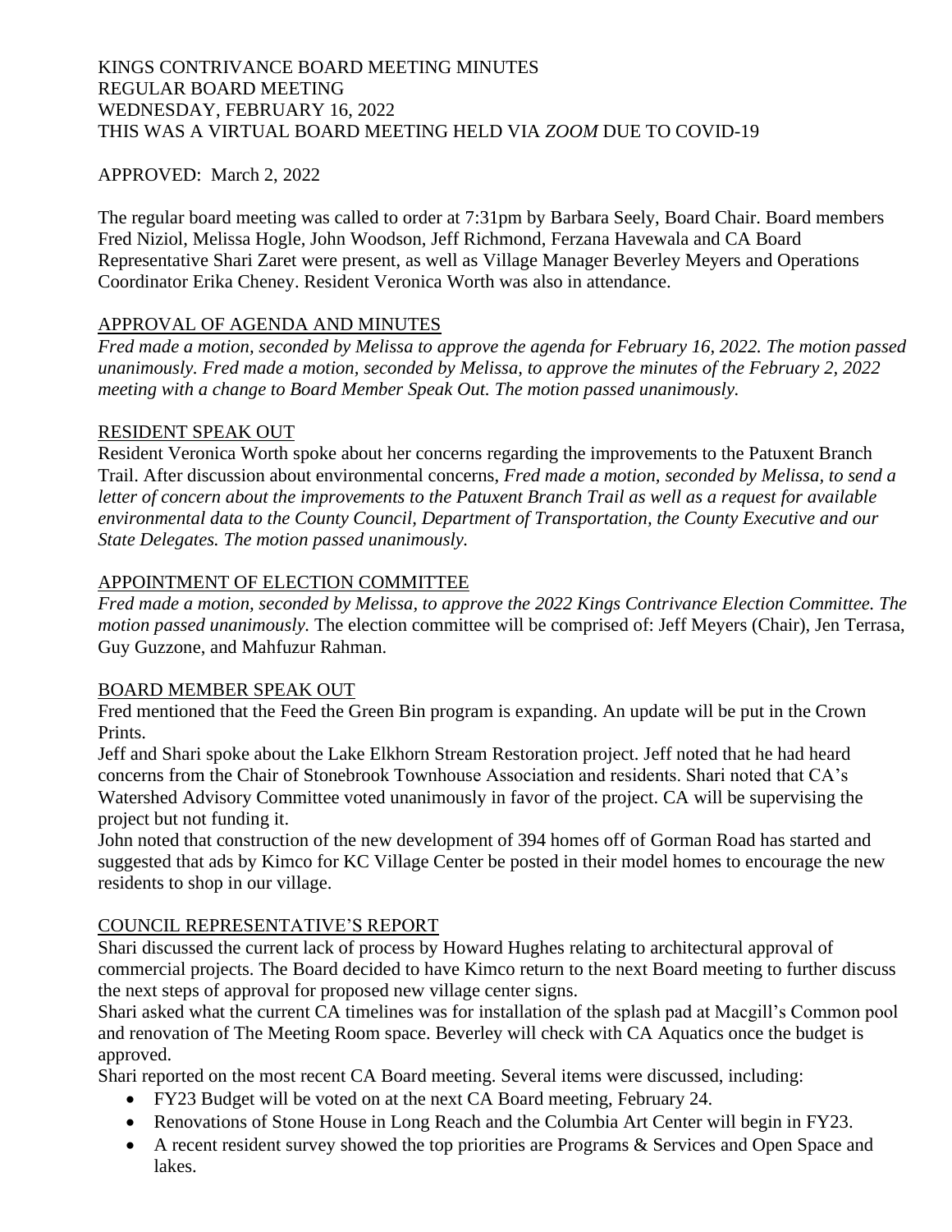KINGS CONTRIVANCE BOARD MEETING MINUTES
REGULAR BOARD MEETING
WEDNESDAY, FEBRUARY 16, 2022
THIS WAS A VIRTUAL BOARD MEETING HELD VIA *ZOOM* DUE TO COVID-19

APPROVED: March 2, 2022

The regular board meeting was called to order at 7:31pm by Barbara Seely, Board Chair. Board members Fred Niziol, Melissa Hogle, John Woodson, Jeff Richmond, Ferzana Havewala and CA Board Representative Shari Zaret were present, as well as Village Manager Beverley Meyers and Operations Coordinator Erika Cheney. Resident Veronica Worth was also in attendance.

<u>APPROVAL OF AGENDA AND MINUTES</u>

*Fred made a motion, seconded by Melissa to approve the agenda for February 16, 2022. The motion passed unanimously. Fred made a motion, seconded by Melissa, to approve the minutes of the February 2, 2022 meeting with a change to Board Member Speak Out. The motion passed unanimously.*

<u>RESIDENT SPEAK OUT</u>

Resident Veronica Worth spoke about her concerns regarding the improvements to the Patuxent Branch Trail. After discussion about environmental concerns, *Fred made a motion, seconded by Melissa, to send a letter of concern about the improvements to the Patuxent Branch Trail as well as a request for available environmental data to the County Council, Department of Transportation, the County Executive and our State Delegates. The motion passed unanimously.*

<u>APPOINTMENT OF ELECTION COMMITTEE</u>

*Fred made a motion, seconded by Melissa, to approve the 2022 Kings Contrivance Election Committee. The motion passed unanimously.* The election committee will be comprised of: Jeff Meyers (Chair), Jen Terrasa, Guy Guzzone, and Mahfuzur Rahman.

<u>BOARD MEMBER SPEAK OUT</u>

Fred mentioned that the Feed the Green Bin program is expanding. An update will be put in the Crown Prints.

Jeff and Shari spoke about the Lake Elkhorn Stream Restoration project. Jeff noted that he had heard concerns from the Chair of Stonebrook Townhouse Association and residents. Shari noted that CA's Watershed Advisory Committee voted unanimously in favor of the project. CA will be supervising the project but not funding it.

John noted that construction of the new development of 394 homes off of Gorman Road has started and suggested that ads by Kimco for KC Village Center be posted in their model homes to encourage the new residents to shop in our village.

<u>COUNCIL REPRESENTATIVE'S REPORT</u>

Shari discussed the current lack of process by Howard Hughes relating to architectural approval of commercial projects. The Board decided to have Kimco return to the next Board meeting to further discuss the next steps of approval for proposed new village center signs.

Shari asked what the current CA timelines was for installation of the splash pad at Macgill's Common pool and renovation of The Meeting Room space. Beverley will check with CA Aquatics once the budget is approved.

Shari reported on the most recent CA Board meeting. Several items were discussed, including:

- FY23 Budget will be voted on at the next CA Board meeting, February 24.
- Renovations of Stone House in Long Reach and the Columbia Art Center will begin in FY23.
- A recent resident survey showed the top priorities are Programs & Services and Open Space and lakes.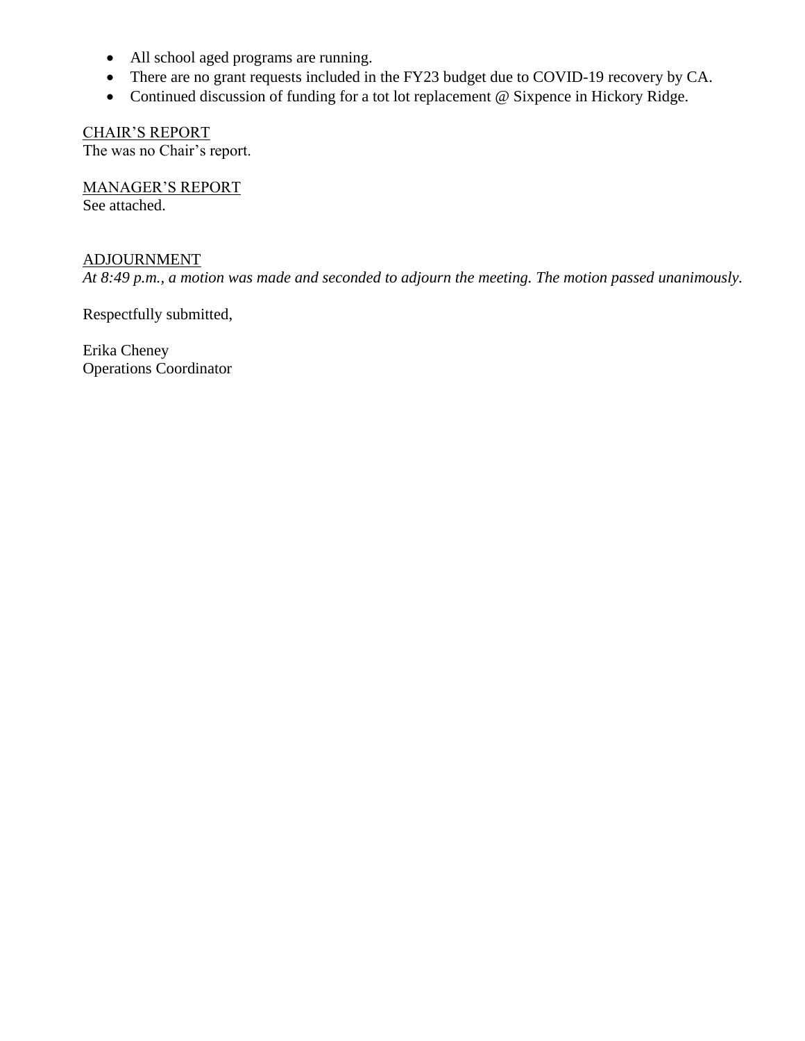- All school aged programs are running.
- There are no grant requests included in the FY23 budget due to COVID-19 recovery by CA.
- Continued discussion of funding for a tot lot replacement @ Sixpence in Hickory Ridge.

<u>CHAIR'S REPORT</u>
The was no Chair's report.

<u>MANAGER'S REPORT</u>
See attached.

<u>ADJOURNMENT</u>
*At 8:49 p.m., a motion was made and seconded to adjourn the meeting. The motion passed unanimously.*

Respectfully submitted,

Erika Cheney
Operations Coordinator